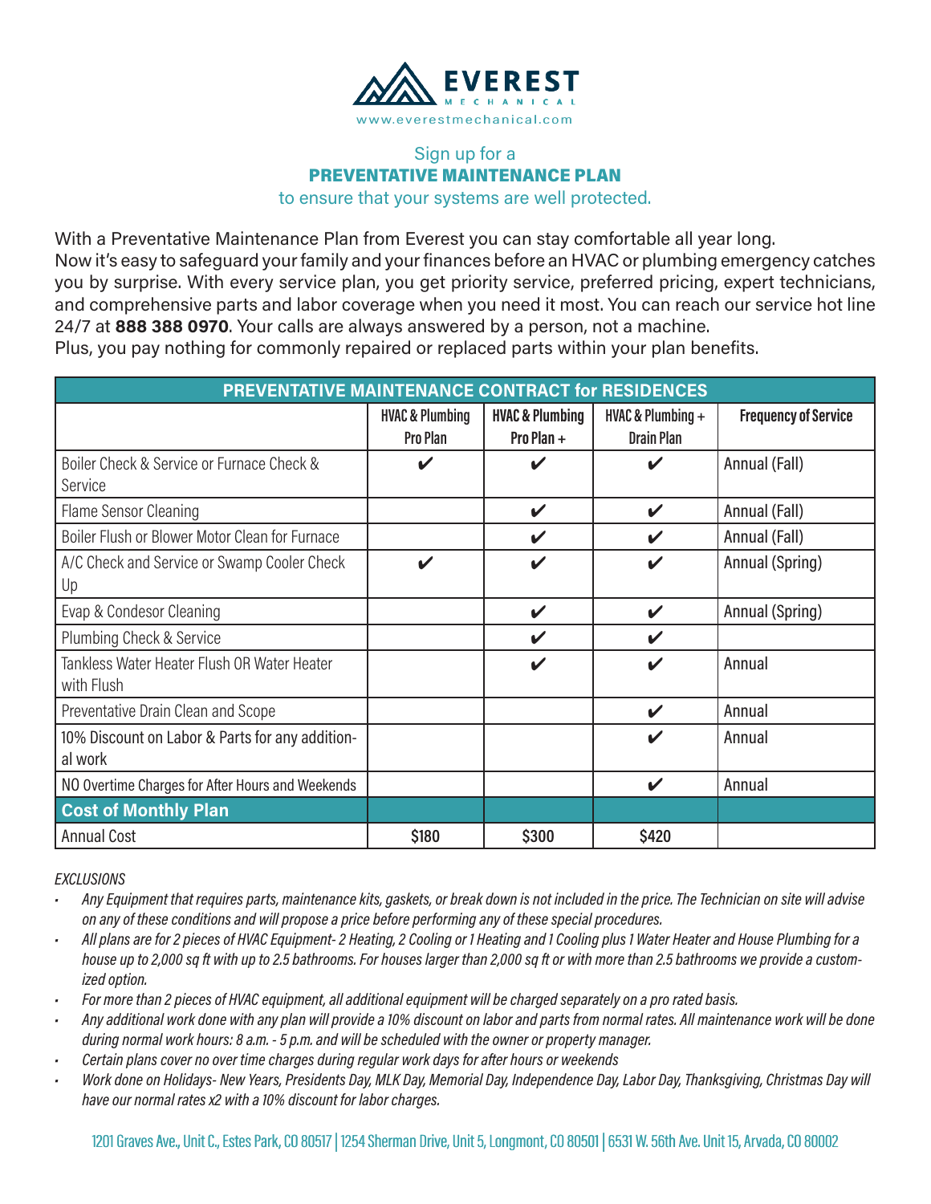# EVEREST MECHANICAL

www.everestmechanical.com

Sign up for a

## PREVENTATIVE MAINTENANCE PLAN

to ensure that your systems are well protected.

With a Preventative Maintenance Plan from Everest you can stay comfortable all year long. Now it's easy to safeguard your family and your finances before an HVAC or plumbing emergency catches you by surprise. With every service plan, you get priority service, preferred pricing, expert technicians, and comprehensive parts and labor coverage when you need it most. You can reach our service hot line 24/7 at **888 388 0970**. Your calls are always answered by a person, not a machine. Plus, you pay nothing for commonly repaired or replaced parts within your plan benefits.

| PREVENTATIVE MAINTENANCE CONTRACT for RESIDENCES | | | | |
|---|---|---|---|---|
| | HVAC & Plumbing Pro Plan | HVAC & Plumbing Pro Plan + | HVAC & Plumbing + Drain Plan | Frequency of Service |
| Boiler Check & Service or Furnace Check & Service | ✔ | ✔ | ✔ | Annual (Fall) |
| Flame Sensor Cleaning | | ✔ | ✔ | Annual (Fall) |
| Boiler Flush or Blower Motor Clean for Furnace | | ✔ | ✔ | Annual (Fall) |
| A/C Check and Service or Swamp Cooler Check Up | ✔ | ✔ | ✔ | Annual (Spring) |
| Evap & Condesor Cleaning | | ✔ | ✔ | Annual (Spring) |
| Plumbing Check & Service | | ✔ | ✔ | |
| Tankless Water Heater Flush OR Water Heater with Flush | | ✔ | ✔ | Annual |
| Preventative Drain Clean and Scope | | | ✔ | Annual |
| 10% Discount on Labor & Parts for any additional work | | | ✔ | Annual |
| NO Overtime Charges for After Hours and Weekends | | | ✔ | Annual |
| **Cost of Monthly Plan** | | | | |
| Annual Cost | $180 | $300 | $420 | |

*EXCLUSIONS*

- *Any Equipment that requires parts, maintenance kits, gaskets, or break down is not included in the price. The Technician on site will advise on any of these conditions and will propose a price before performing any of these special procedures.*
- *All plans are for 2 pieces of HVAC Equipment- 2 Heating, 2 Cooling or 1 Heating and 1 Cooling plus 1 Water Heater and House Plumbing for a house up to 2,000 sq ft with up to 2.5 bathrooms. For houses larger than 2,000 sq ft or with more than 2.5 bathrooms we provide a customized option.*
- *For more than 2 pieces of HVAC equipment, all additional equipment will be charged separately on a pro rated basis.*
- *Any additional work done with any plan will provide a 10% discount on labor and parts from normal rates. All maintenance work will be done during normal work hours: 8 a.m. - 5 p.m. and will be scheduled with the owner or property manager.*
- *Certain plans cover no over time charges during regular work days for after hours or weekends*
- *Work done on Holidays- New Years, Presidents Day, MLK Day, Memorial Day, Independence Day, Labor Day, Thanksgiving, Christmas Day will have our normal rates x2 with a 10% discount for labor charges.*

1201 Graves Ave., Unit C., Estes Park, CO 80517 | 1254 Sherman Drive, Unit 5, Longmont, CO 80501 | 6531 W. 56th Ave. Unit 15, Arvada, CO 80002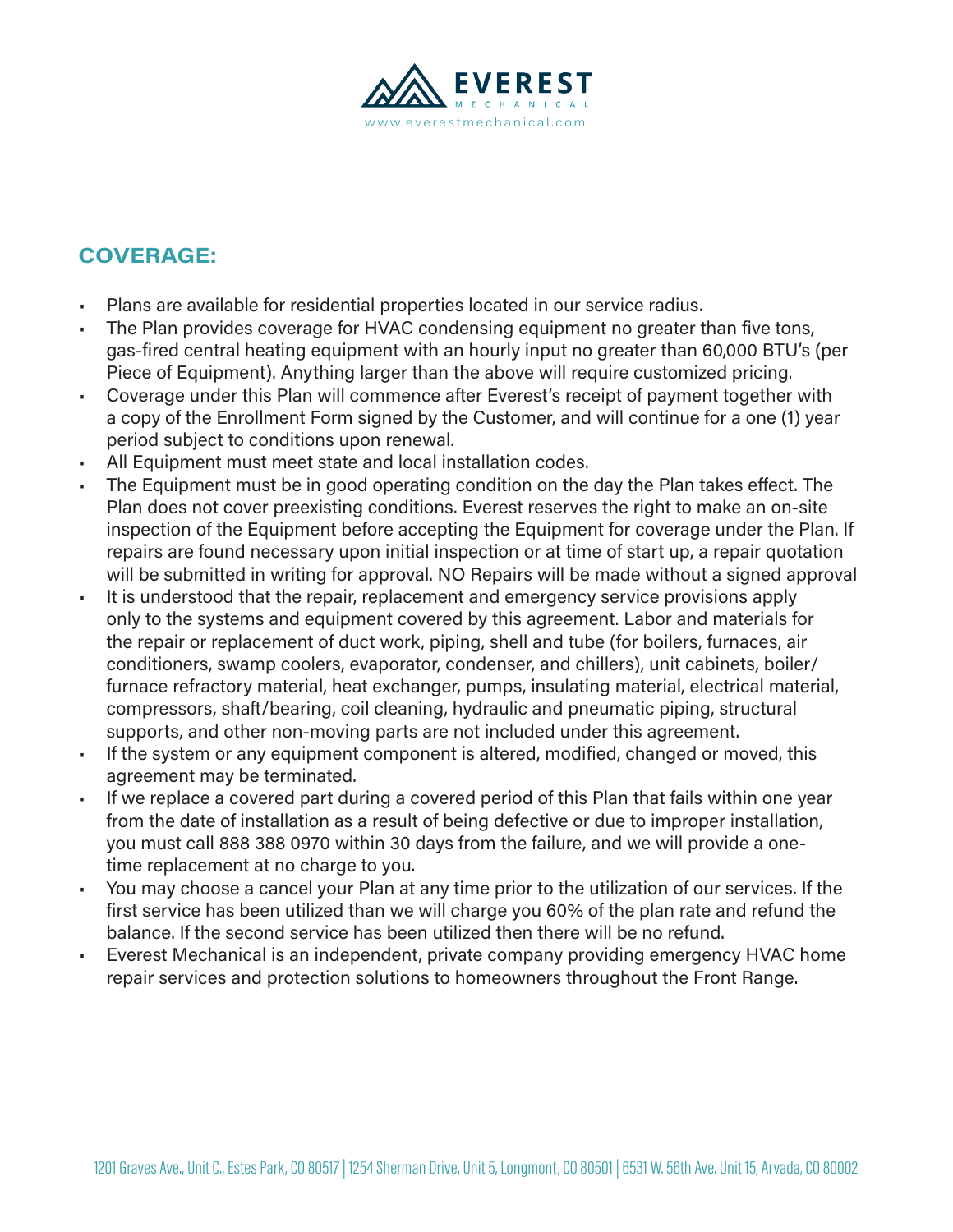## COVERAGE:

- Plans are available for residential properties located in our service radius.
- The Plan provides coverage for HVAC condensing equipment no greater than five tons, gas-fired central heating equipment with an hourly input no greater than 60,000 BTU's (per Piece of Equipment). Anything larger than the above will require customized pricing.
- Coverage under this Plan will commence after Everest's receipt of payment together with a copy of the Enrollment Form signed by the Customer, and will continue for a one (1) year period subject to conditions upon renewal.
- All Equipment must meet state and local installation codes.
- The Equipment must be in good operating condition on the day the Plan takes effect. The Plan does not cover preexisting conditions. Everest reserves the right to make an on-site inspection of the Equipment before accepting the Equipment for coverage under the Plan. If repairs are found necessary upon initial inspection or at time of start up, a repair quotation will be submitted in writing for approval. NO Repairs will be made without a signed approval
- It is understood that the repair, replacement and emergency service provisions apply only to the systems and equipment covered by this agreement. Labor and materials for the repair or replacement of duct work, piping, shell and tube (for boilers, furnaces, air conditioners, swamp coolers, evaporator, condenser, and chillers), unit cabinets, boiler/furnace refractory material, heat exchanger, pumps, insulating material, electrical material, compressors, shaft/bearing, coil cleaning, hydraulic and pneumatic piping, structural supports, and other non-moving parts are not included under this agreement.
- If the system or any equipment component is altered, modified, changed or moved, this agreement may be terminated.
- If we replace a covered part during a covered period of this Plan that fails within one year from the date of installation as a result of being defective or due to improper installation, you must call 888 388 0970 within 30 days from the failure, and we will provide a one-time replacement at no charge to you.
- You may choose a cancel your Plan at any time prior to the utilization of our services. If the first service has been utilized than we will charge you 60% of the plan rate and refund the balance. If the second service has been utilized then there will be no refund.
- Everest Mechanical is an independent, private company providing emergency HVAC home repair services and protection solutions to homeowners throughout the Front Range.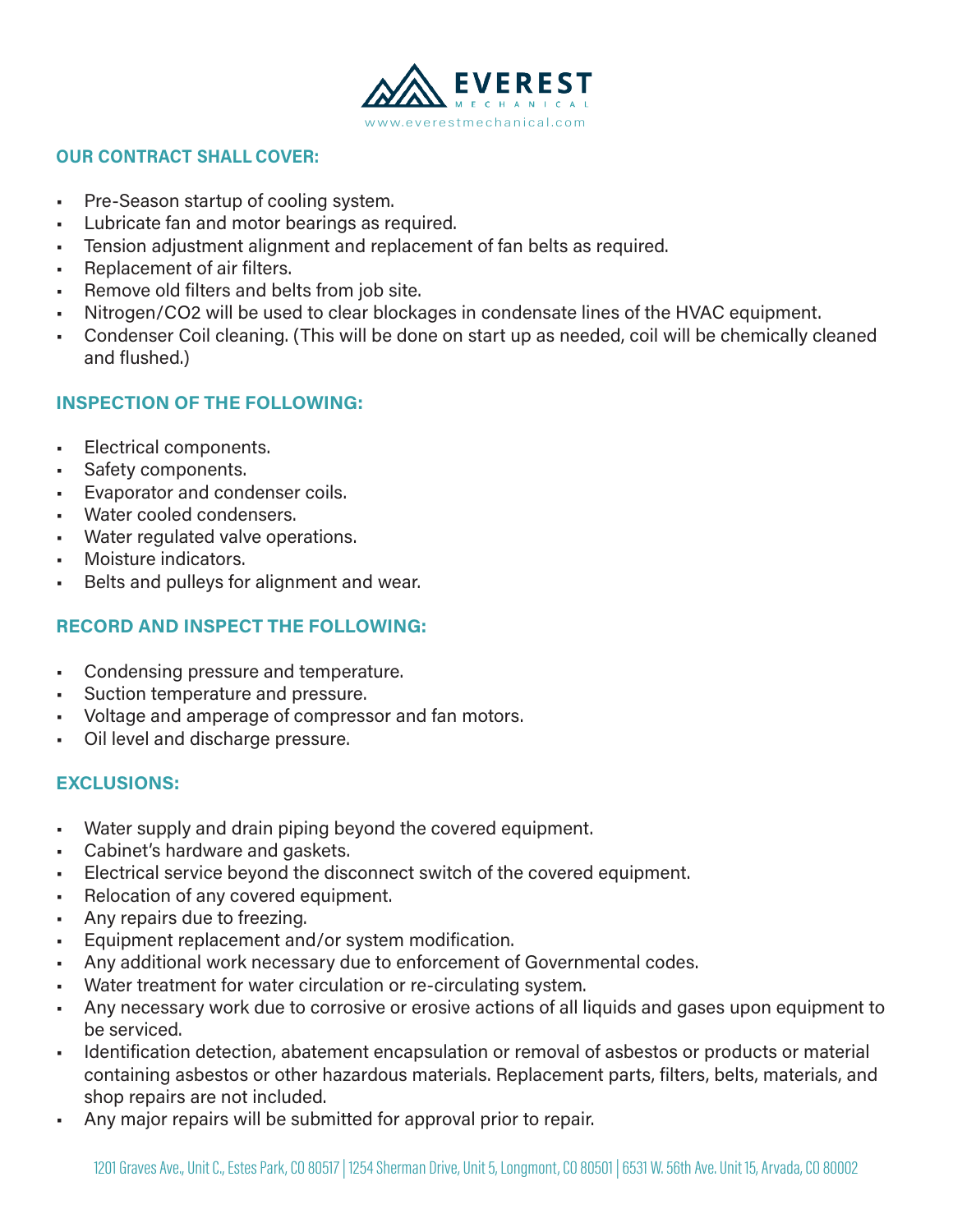**EVEREST**
MECHANICAL
www.everestmechanical.com

## OUR CONTRACT SHALL COVER:

- Pre-Season startup of cooling system.
- Lubricate fan and motor bearings as required.
- Tension adjustment alignment and replacement of fan belts as required.
- Replacement of air filters.
- Remove old filters and belts from job site.
- Nitrogen/CO2 will be used to clear blockages in condensate lines of the HVAC equipment.
- Condenser Coil cleaning. (This will be done on start up as needed, coil will be chemically cleaned and flushed.)

## INSPECTION OF THE FOLLOWING:

- Electrical components.
- Safety components.
- Evaporator and condenser coils.
- Water cooled condensers.
- Water regulated valve operations.
- Moisture indicators.
- Belts and pulleys for alignment and wear.

## RECORD AND INSPECT THE FOLLOWING:

- Condensing pressure and temperature.
- Suction temperature and pressure.
- Voltage and amperage of compressor and fan motors.
- Oil level and discharge pressure.

## EXCLUSIONS:

- Water supply and drain piping beyond the covered equipment.
- Cabinet's hardware and gaskets.
- Electrical service beyond the disconnect switch of the covered equipment.
- Relocation of any covered equipment.
- Any repairs due to freezing.
- Equipment replacement and/or system modification.
- Any additional work necessary due to enforcement of Governmental codes.
- Water treatment for water circulation or re-circulating system.
- Any necessary work due to corrosive or erosive actions of all liquids and gases upon equipment to be serviced.
- Identification detection, abatement encapsulation or removal of asbestos or products or material containing asbestos or other hazardous materials. Replacement parts, filters, belts, materials, and shop repairs are not included.
- Any major repairs will be submitted for approval prior to repair.

1201 Graves Ave., Unit C., Estes Park, CO 80517 | 1254 Sherman Drive, Unit 5, Longmont, CO 80501 | 6531 W. 56th Ave. Unit 15, Arvada, CO 80002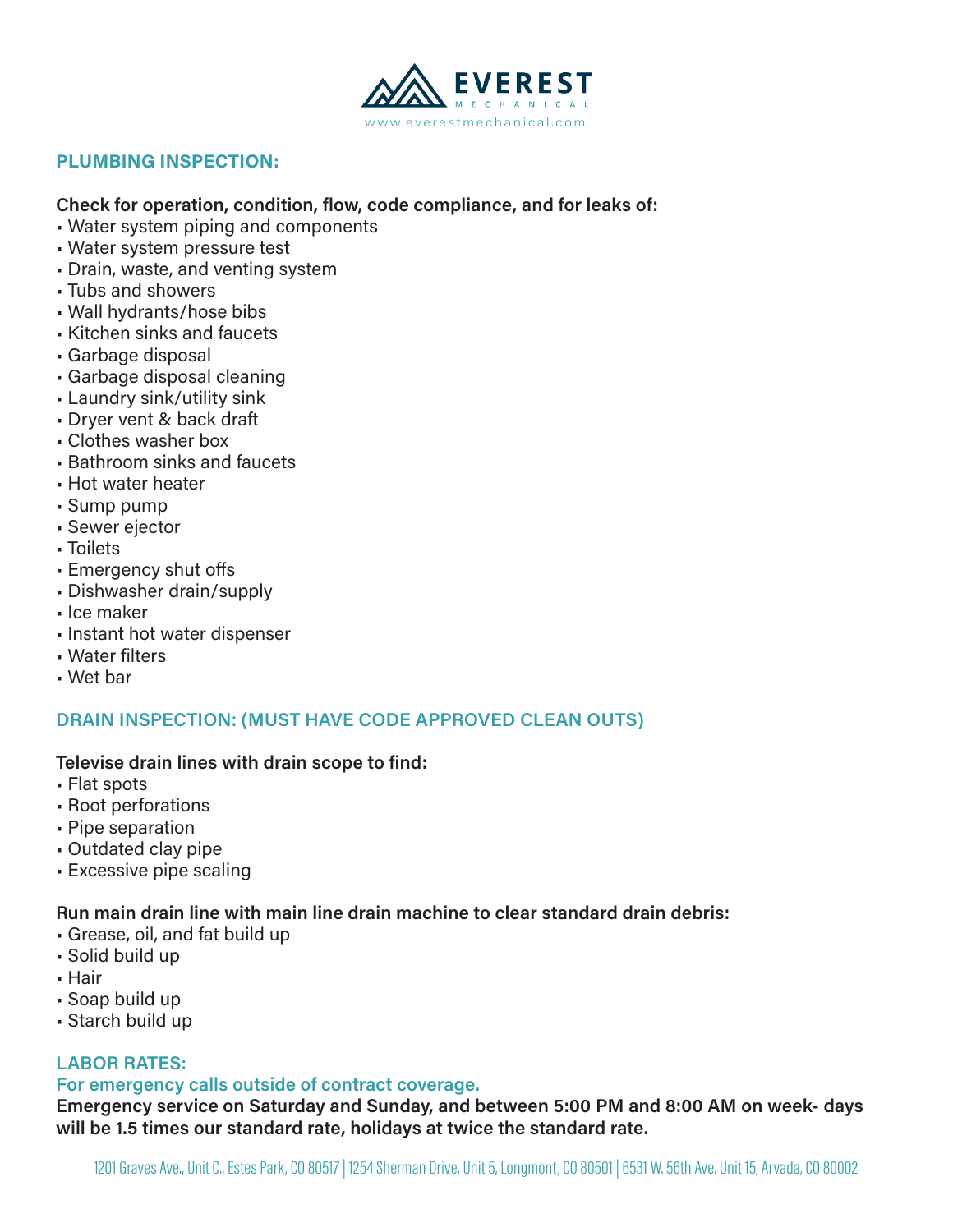## PLUMBING INSPECTION:

**Check for operation, condition, flow, code compliance, and for leaks of:**

- Water system piping and components
- Water system pressure test
- Drain, waste, and venting system
- Tubs and showers
- Wall hydrants/hose bibs
- Kitchen sinks and faucets
- Garbage disposal
- Garbage disposal cleaning
- Laundry sink/utility sink
- Dryer vent & back draft
- Clothes washer box
- Bathroom sinks and faucets
- Hot water heater
- Sump pump
- Sewer ejector
- Toilets
- Emergency shut offs
- Dishwasher drain/supply
- Ice maker
- Instant hot water dispenser
- Water filters
- Wet bar

## DRAIN INSPECTION: (MUST HAVE CODE APPROVED CLEAN OUTS)

**Televise drain lines with drain scope to find:**

- Flat spots
- Root perforations
- Pipe separation
- Outdated clay pipe
- Excessive pipe scaling

**Run main drain line with main line drain machine to clear standard drain debris:**

- Grease, oil, and fat build up
- Solid build up
- Hair
- Soap build up
- Starch build up

## LABOR RATES:

### For emergency calls outside of contract coverage.

**Emergency service on Saturday and Sunday, and between 5:00 PM and 8:00 AM on week- days will be 1.5 times our standard rate, holidays at twice the standard rate.**

1201 Graves Ave., Unit C., Estes Park, CO 80517 | 1254 Sherman Drive, Unit 5, Longmont, CO 80501 | 6531 W. 56th Ave. Unit 15, Arvada, CO 80002